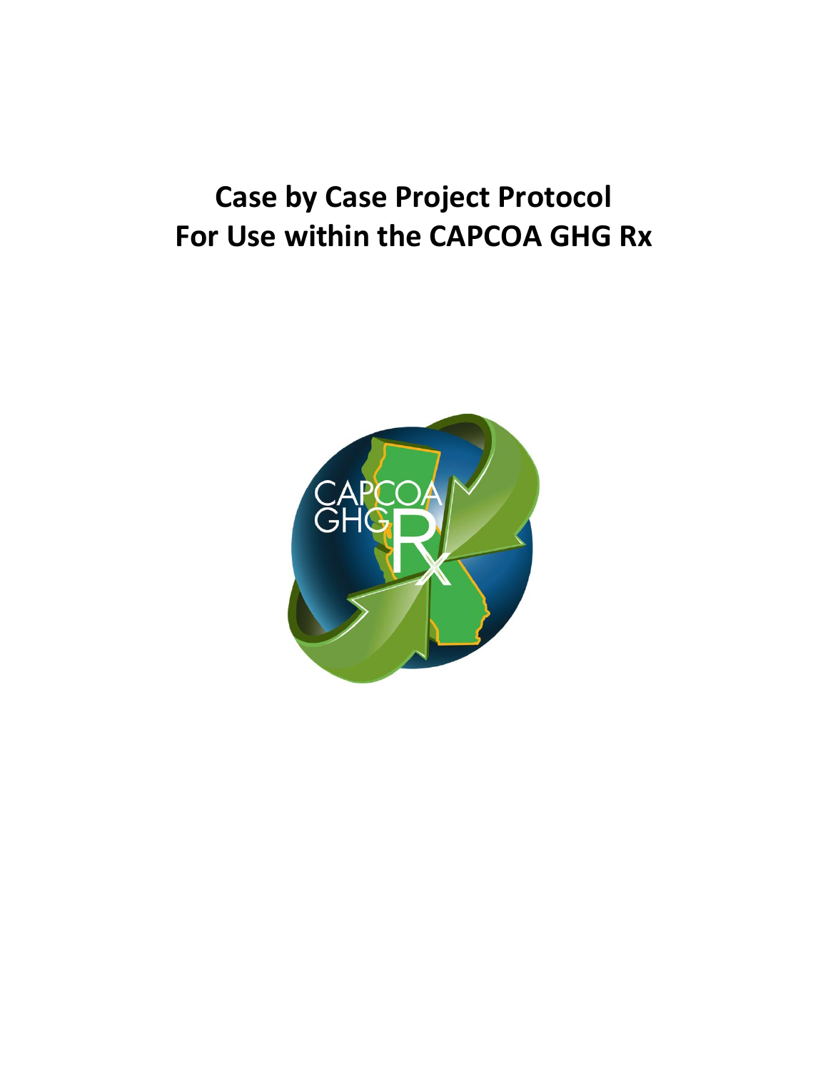# Case by Case Project Protocol
# For Use within the CAPCOA GHG Rx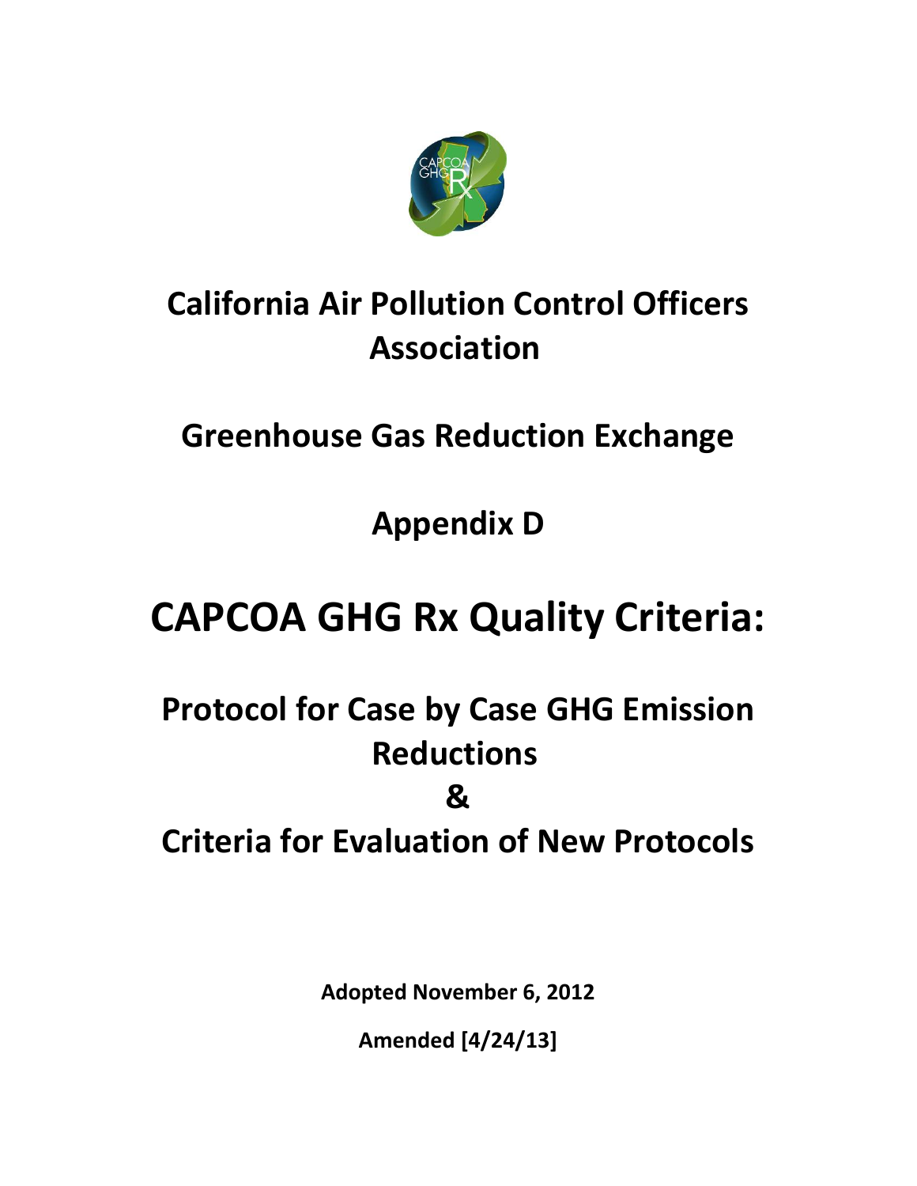# California Air Pollution Control Officers Association

## Greenhouse Gas Reduction Exchange

## Appendix D

# CAPCOA GHG Rx Quality Criteria:

## Protocol for Case by Case GHG Emission Reductions

## &

## Criteria for Evaluation of New Protocols

**Adopted November 6, 2012**

**Amended [4/24/13]**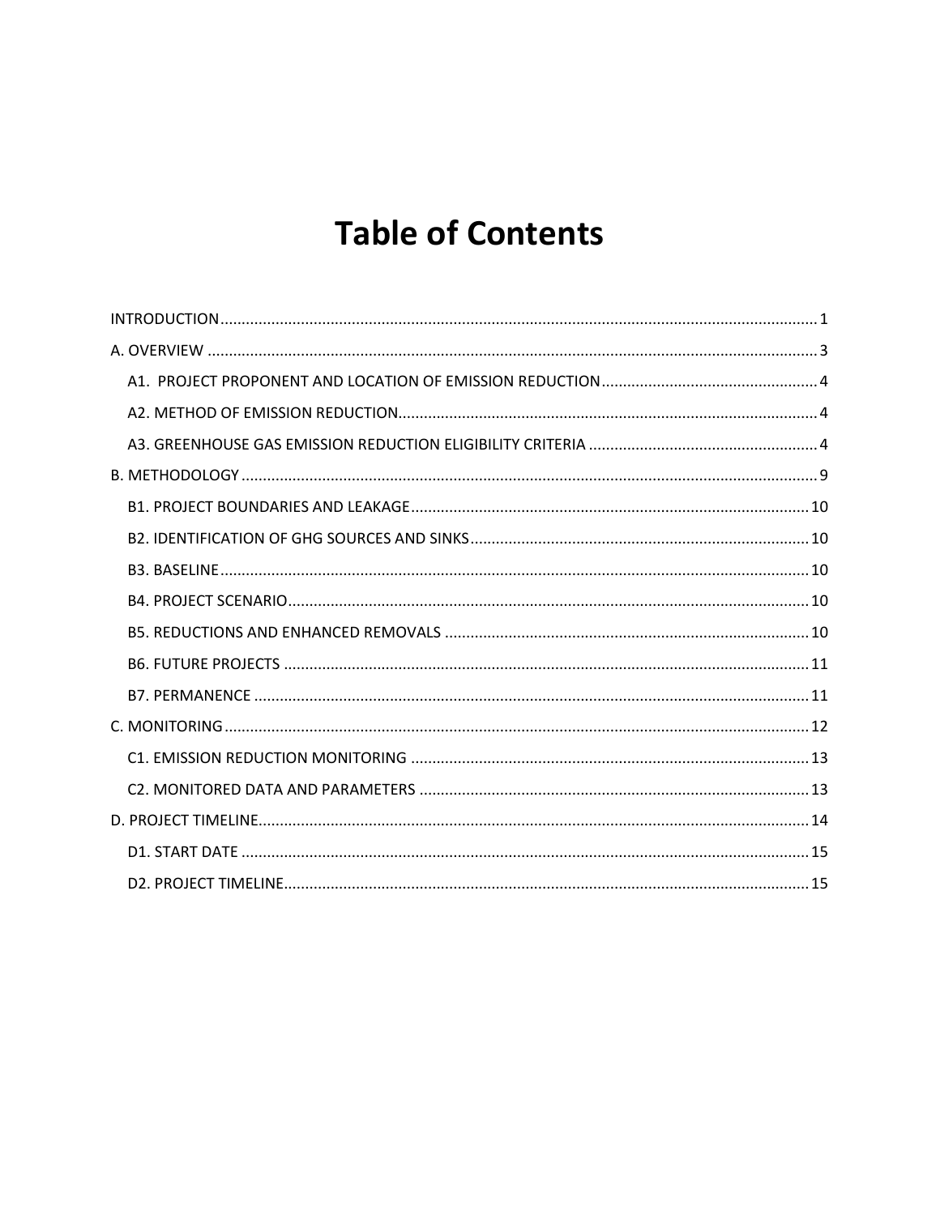# Table of Contents

INTRODUCTION ........................................................ 1

A. OVERVIEW ........................................................ 3

- A1. PROJECT PROPONENT AND LOCATION OF EMISSION REDUCTION ........................................................ 4
- A2. METHOD OF EMISSION REDUCTION ........................................................ 4
- A3. GREENHOUSE GAS EMISSION REDUCTION ELIGIBILITY CRITERIA ........................................................ 4

B. METHODOLOGY ........................................................ 9

- B1. PROJECT BOUNDARIES AND LEAKAGE ........................................................ 10
- B2. IDENTIFICATION OF GHG SOURCES AND SINKS ........................................................ 10
- B3. BASELINE ........................................................ 10
- B4. PROJECT SCENARIO ........................................................ 10
- B5. REDUCTIONS AND ENHANCED REMOVALS ........................................................ 10
- B6. FUTURE PROJECTS ........................................................ 11
- B7. PERMANENCE ........................................................ 11

C. MONITORING ........................................................ 12

- C1. EMISSION REDUCTION MONITORING ........................................................ 13
- C2. MONITORED DATA AND PARAMETERS ........................................................ 13

D. PROJECT TIMELINE ........................................................ 14

- D1. START DATE ........................................................ 15
- D2. PROJECT TIMELINE ........................................................ 15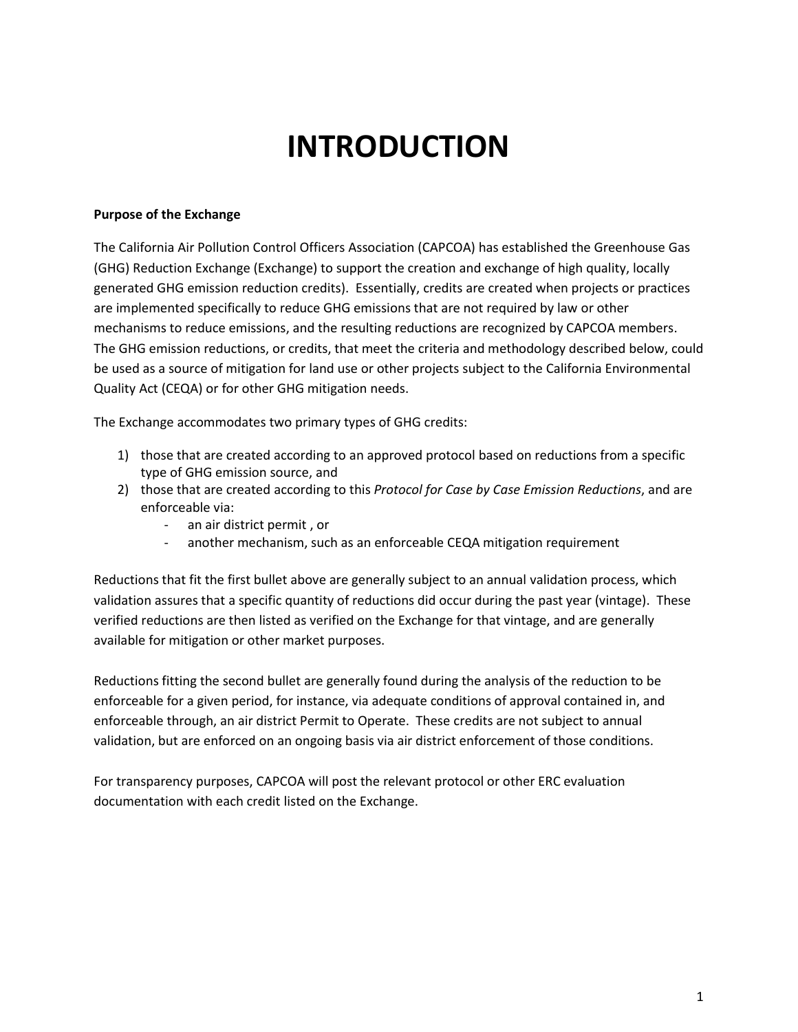# INTRODUCTION

**Purpose of the Exchange**

The California Air Pollution Control Officers Association (CAPCOA) has established the Greenhouse Gas (GHG) Reduction Exchange (Exchange) to support the creation and exchange of high quality, locally generated GHG emission reduction credits). Essentially, credits are created when projects or practices are implemented specifically to reduce GHG emissions that are not required by law or other mechanisms to reduce emissions, and the resulting reductions are recognized by CAPCOA members. The GHG emission reductions, or credits, that meet the criteria and methodology described below, could be used as a source of mitigation for land use or other projects subject to the California Environmental Quality Act (CEQA) or for other GHG mitigation needs.

The Exchange accommodates two primary types of GHG credits:

1) those that are created according to an approved protocol based on reductions from a specific type of GHG emission source, and
2) those that are created according to this *Protocol for Case by Case Emission Reductions*, and are enforceable via:
    - an air district permit , or
    - another mechanism, such as an enforceable CEQA mitigation requirement

Reductions that fit the first bullet above are generally subject to an annual validation process, which validation assures that a specific quantity of reductions did occur during the past year (vintage). These verified reductions are then listed as verified on the Exchange for that vintage, and are generally available for mitigation or other market purposes.

Reductions fitting the second bullet are generally found during the analysis of the reduction to be enforceable for a given period, for instance, via adequate conditions of approval contained in, and enforceable through, an air district Permit to Operate. These credits are not subject to annual validation, but are enforced on an ongoing basis via air district enforcement of those conditions.

For transparency purposes, CAPCOA will post the relevant protocol or other ERC evaluation documentation with each credit listed on the Exchange.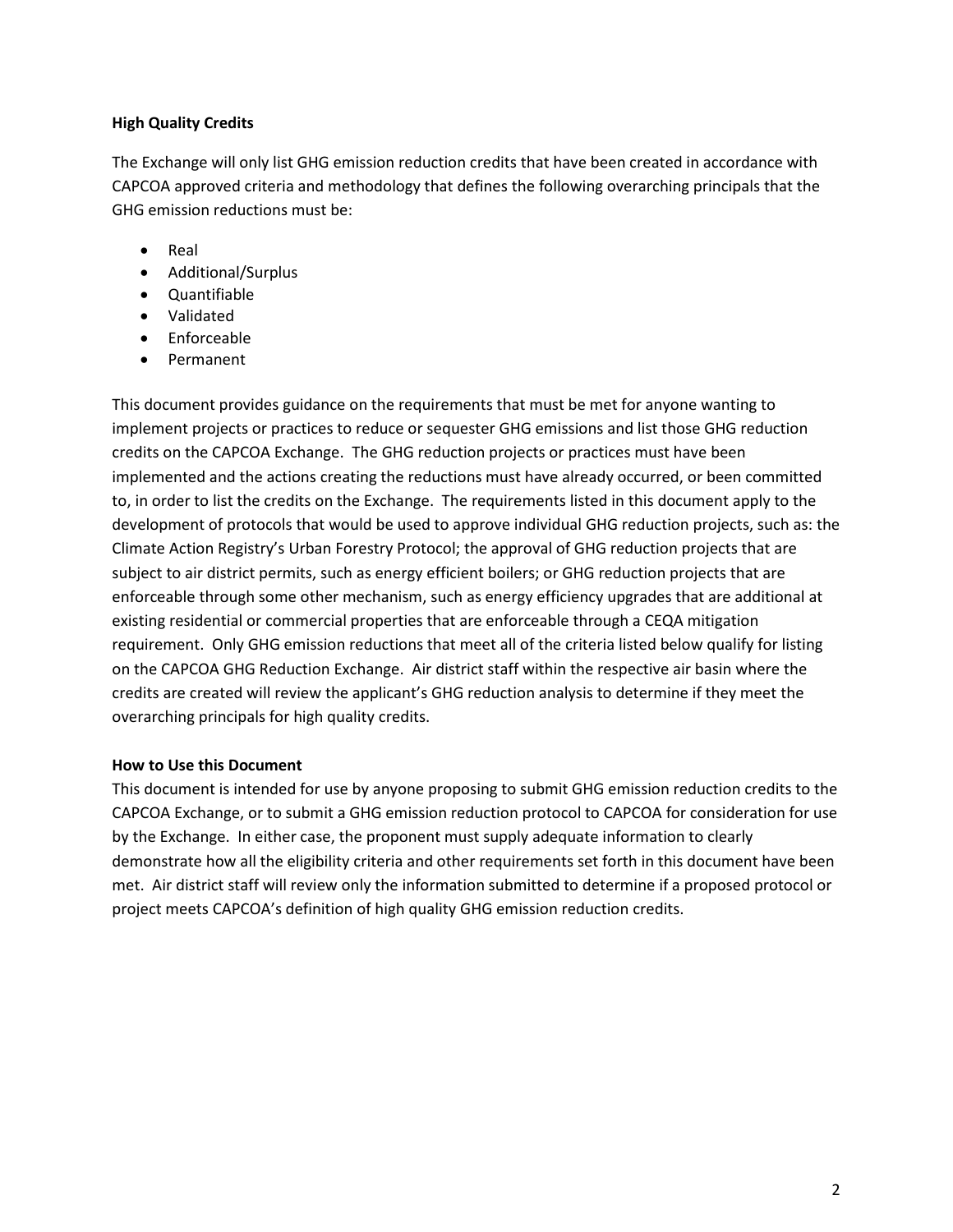**High Quality Credits**

The Exchange will only list GHG emission reduction credits that have been created in accordance with CAPCOA approved criteria and methodology that defines the following overarching principals that the GHG emission reductions must be:

- Real
- Additional/Surplus
- Quantifiable
- Validated
- Enforceable
- Permanent

This document provides guidance on the requirements that must be met for anyone wanting to implement projects or practices to reduce or sequester GHG emissions and list those GHG reduction credits on the CAPCOA Exchange. The GHG reduction projects or practices must have been implemented and the actions creating the reductions must have already occurred, or been committed to, in order to list the credits on the Exchange. The requirements listed in this document apply to the development of protocols that would be used to approve individual GHG reduction projects, such as: the Climate Action Registry's Urban Forestry Protocol; the approval of GHG reduction projects that are subject to air district permits, such as energy efficient boilers; or GHG reduction projects that are enforceable through some other mechanism, such as energy efficiency upgrades that are additional at existing residential or commercial properties that are enforceable through a CEQA mitigation requirement. Only GHG emission reductions that meet all of the criteria listed below qualify for listing on the CAPCOA GHG Reduction Exchange. Air district staff within the respective air basin where the credits are created will review the applicant's GHG reduction analysis to determine if they meet the overarching principals for high quality credits.

**How to Use this Document**

This document is intended for use by anyone proposing to submit GHG emission reduction credits to the CAPCOA Exchange, or to submit a GHG emission reduction protocol to CAPCOA for consideration for use by the Exchange. In either case, the proponent must supply adequate information to clearly demonstrate how all the eligibility criteria and other requirements set forth in this document have been met. Air district staff will review only the information submitted to determine if a proposed protocol or project meets CAPCOA's definition of high quality GHG emission reduction credits.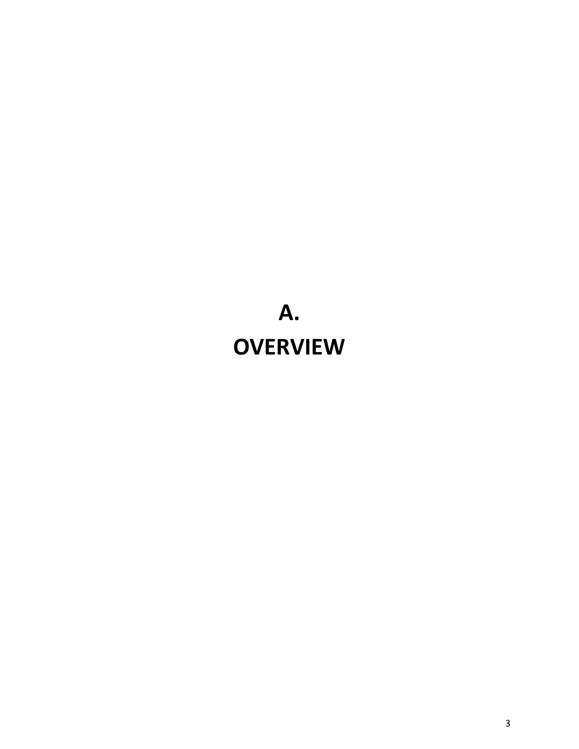# A.
# OVERVIEW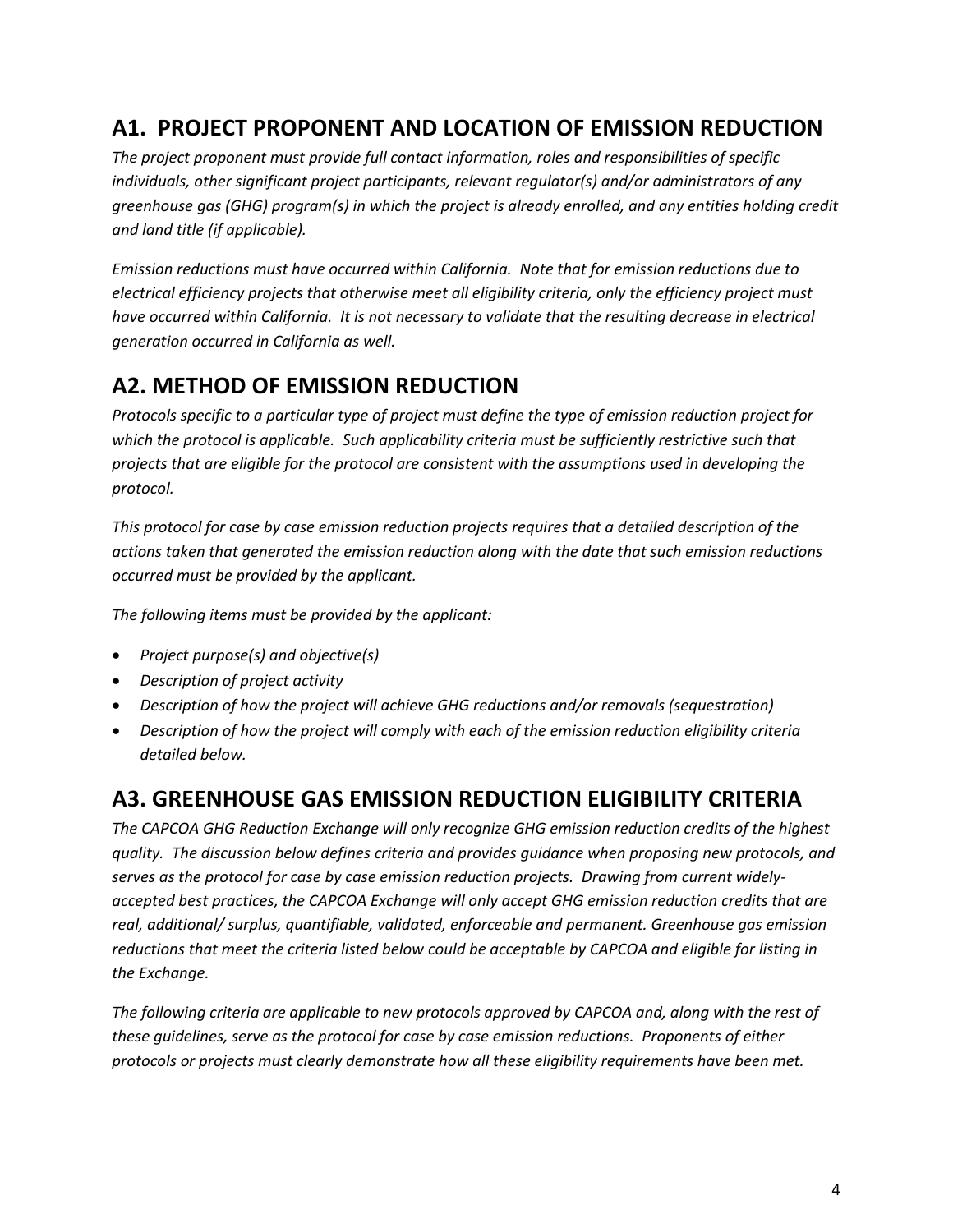## A1. PROJECT PROPONENT AND LOCATION OF EMISSION REDUCTION

*The project proponent must provide full contact information, roles and responsibilities of specific individuals, other significant project participants, relevant regulator(s) and/or administrators of any greenhouse gas (GHG) program(s) in which the project is already enrolled, and any entities holding credit and land title (if applicable).*

*Emission reductions must have occurred within California. Note that for emission reductions due to electrical efficiency projects that otherwise meet all eligibility criteria, only the efficiency project must have occurred within California. It is not necessary to validate that the resulting decrease in electrical generation occurred in California as well.*

## A2. METHOD OF EMISSION REDUCTION

*Protocols specific to a particular type of project must define the type of emission reduction project for which the protocol is applicable. Such applicability criteria must be sufficiently restrictive such that projects that are eligible for the protocol are consistent with the assumptions used in developing the protocol.*

*This protocol for case by case emission reduction projects requires that a detailed description of the actions taken that generated the emission reduction along with the date that such emission reductions occurred must be provided by the applicant.*

*The following items must be provided by the applicant:*

- *Project purpose(s) and objective(s)*
- *Description of project activity*
- *Description of how the project will achieve GHG reductions and/or removals (sequestration)*
- *Description of how the project will comply with each of the emission reduction eligibility criteria detailed below.*

## A3. GREENHOUSE GAS EMISSION REDUCTION ELIGIBILITY CRITERIA

*The CAPCOA GHG Reduction Exchange will only recognize GHG emission reduction credits of the highest quality. The discussion below defines criteria and provides guidance when proposing new protocols, and serves as the protocol for case by case emission reduction projects. Drawing from current widely-accepted best practices, the CAPCOA Exchange will only accept GHG emission reduction credits that are real, additional/ surplus, quantifiable, validated, enforceable and permanent. Greenhouse gas emission reductions that meet the criteria listed below could be acceptable by CAPCOA and eligible for listing in the Exchange.*

*The following criteria are applicable to new protocols approved by CAPCOA and, along with the rest of these guidelines, serve as the protocol for case by case emission reductions. Proponents of either protocols or projects must clearly demonstrate how all these eligibility requirements have been met.*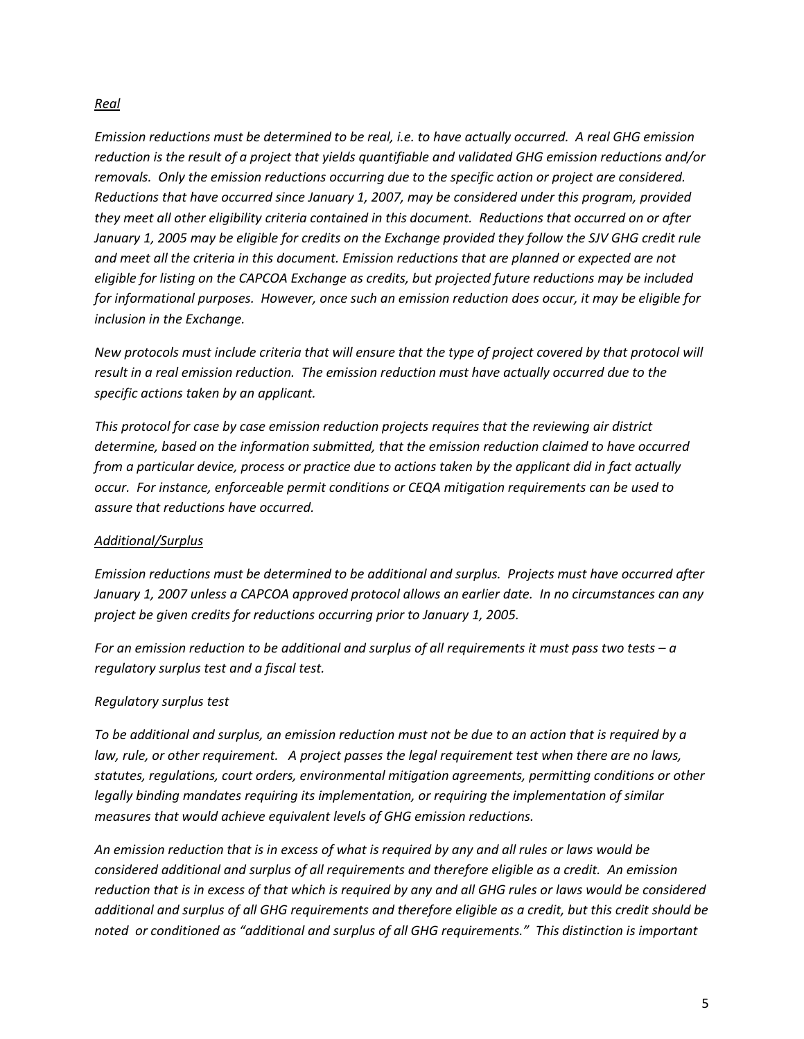*Real*

*Emission reductions must be determined to be real, i.e. to have actually occurred. A real GHG emission reduction is the result of a project that yields quantifiable and validated GHG emission reductions and/or removals. Only the emission reductions occurring due to the specific action or project are considered. Reductions that have occurred since January 1, 2007, may be considered under this program, provided they meet all other eligibility criteria contained in this document. Reductions that occurred on or after January 1, 2005 may be eligible for credits on the Exchange provided they follow the SJV GHG credit rule and meet all the criteria in this document. Emission reductions that are planned or expected are not eligible for listing on the CAPCOA Exchange as credits, but projected future reductions may be included for informational purposes. However, once such an emission reduction does occur, it may be eligible for inclusion in the Exchange.*

*New protocols must include criteria that will ensure that the type of project covered by that protocol will result in a real emission reduction. The emission reduction must have actually occurred due to the specific actions taken by an applicant.*

*This protocol for case by case emission reduction projects requires that the reviewing air district determine, based on the information submitted, that the emission reduction claimed to have occurred from a particular device, process or practice due to actions taken by the applicant did in fact actually occur. For instance, enforceable permit conditions or CEQA mitigation requirements can be used to assure that reductions have occurred.*

*Additional/Surplus*

*Emission reductions must be determined to be additional and surplus. Projects must have occurred after January 1, 2007 unless a CAPCOA approved protocol allows an earlier date. In no circumstances can any project be given credits for reductions occurring prior to January 1, 2005.*

*For an emission reduction to be additional and surplus of all requirements it must pass two tests – a regulatory surplus test and a fiscal test.*

*Regulatory surplus test*

*To be additional and surplus, an emission reduction must not be due to an action that is required by a law, rule, or other requirement. A project passes the legal requirement test when there are no laws, statutes, regulations, court orders, environmental mitigation agreements, permitting conditions or other legally binding mandates requiring its implementation, or requiring the implementation of similar measures that would achieve equivalent levels of GHG emission reductions.*

*An emission reduction that is in excess of what is required by any and all rules or laws would be considered additional and surplus of all requirements and therefore eligible as a credit. An emission reduction that is in excess of that which is required by any and all GHG rules or laws would be considered additional and surplus of all GHG requirements and therefore eligible as a credit, but this credit should be noted or conditioned as "additional and surplus of all GHG requirements." This distinction is important*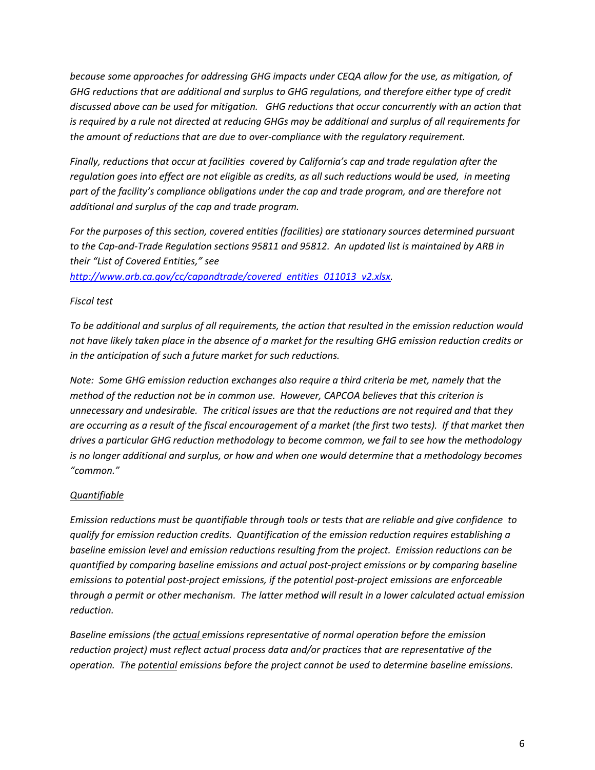*because some approaches for addressing GHG impacts under CEQA allow for the use, as mitigation, of GHG reductions that are additional and surplus to GHG regulations, and therefore either type of credit discussed above can be used for mitigation. GHG reductions that occur concurrently with an action that is required by a rule not directed at reducing GHGs may be additional and surplus of all requirements for the amount of reductions that are due to over-compliance with the regulatory requirement.*

*Finally, reductions that occur at facilities covered by California's cap and trade regulation after the regulation goes into effect are not eligible as credits, as all such reductions would be used, in meeting part of the facility's compliance obligations under the cap and trade program, and are therefore not additional and surplus of the cap and trade program.*

*For the purposes of this section, covered entities (facilities) are stationary sources determined pursuant to the Cap-and-Trade Regulation sections 95811 and 95812. An updated list is maintained by ARB in their "List of Covered Entities," see [http://www.arb.ca.gov/cc/capandtrade/covered_entities_011013_v2.xlsx](http://www.arb.ca.gov/cc/capandtrade/covered_entities_011013_v2.xlsx).*

*Fiscal test*

*To be additional and surplus of all requirements, the action that resulted in the emission reduction would not have likely taken place in the absence of a market for the resulting GHG emission reduction credits or in the anticipation of such a future market for such reductions.*

*Note: Some GHG emission reduction exchanges also require a third criteria be met, namely that the method of the reduction not be in common use. However, CAPCOA believes that this criterion is unnecessary and undesirable. The critical issues are that the reductions are not required and that they are occurring as a result of the fiscal encouragement of a market (the first two tests). If that market then drives a particular GHG reduction methodology to become common, we fail to see how the methodology is no longer additional and surplus, or how and when one would determine that a methodology becomes "common."*

*<u>Quantifiable</u>*

*Emission reductions must be quantifiable through tools or tests that are reliable and give confidence to qualify for emission reduction credits. Quantification of the emission reduction requires establishing a baseline emission level and emission reductions resulting from the project. Emission reductions can be quantified by comparing baseline emissions and actual post-project emissions or by comparing baseline emissions to potential post-project emissions, if the potential post-project emissions are enforceable through a permit or other mechanism. The latter method will result in a lower calculated actual emission reduction.*

*Baseline emissions (the <u>actual</u> emissions representative of normal operation before the emission reduction project) must reflect actual process data and/or practices that are representative of the operation. The <u>potential</u> emissions before the project cannot be used to determine baseline emissions.*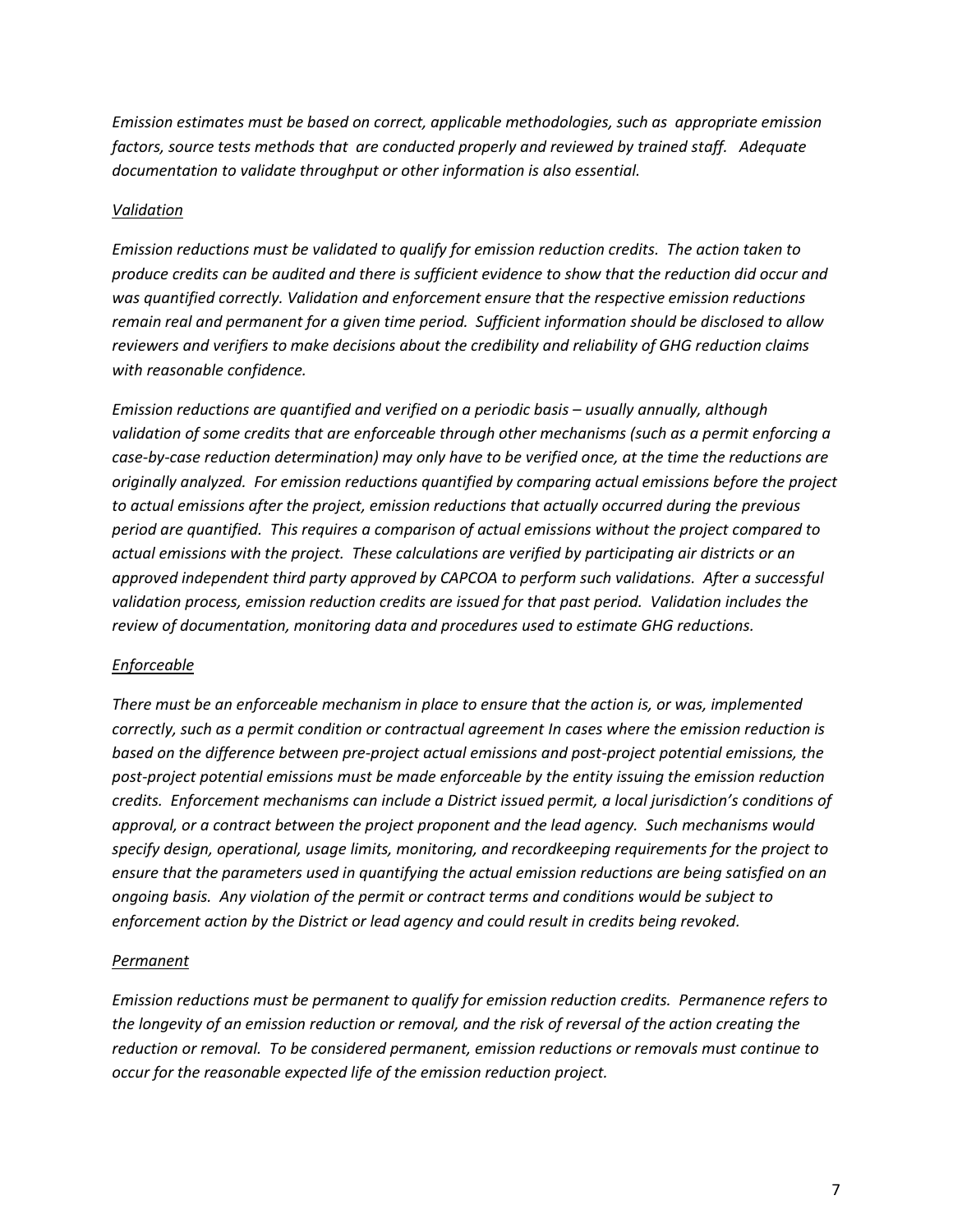*Emission estimates must be based on correct, applicable methodologies, such as appropriate emission factors, source tests methods that are conducted properly and reviewed by trained staff. Adequate documentation to validate throughput or other information is also essential.*

*Validation*

*Emission reductions must be validated to qualify for emission reduction credits. The action taken to produce credits can be audited and there is sufficient evidence to show that the reduction did occur and was quantified correctly. Validation and enforcement ensure that the respective emission reductions remain real and permanent for a given time period. Sufficient information should be disclosed to allow reviewers and verifiers to make decisions about the credibility and reliability of GHG reduction claims with reasonable confidence.*

*Emission reductions are quantified and verified on a periodic basis – usually annually, although validation of some credits that are enforceable through other mechanisms (such as a permit enforcing a case-by-case reduction determination) may only have to be verified once, at the time the reductions are originally analyzed. For emission reductions quantified by comparing actual emissions before the project to actual emissions after the project, emission reductions that actually occurred during the previous period are quantified. This requires a comparison of actual emissions without the project compared to actual emissions with the project. These calculations are verified by participating air districts or an approved independent third party approved by CAPCOA to perform such validations. After a successful validation process, emission reduction credits are issued for that past period. Validation includes the review of documentation, monitoring data and procedures used to estimate GHG reductions.*

*Enforceable*

*There must be an enforceable mechanism in place to ensure that the action is, or was, implemented correctly, such as a permit condition or contractual agreement In cases where the emission reduction is based on the difference between pre-project actual emissions and post-project potential emissions, the post-project potential emissions must be made enforceable by the entity issuing the emission reduction credits. Enforcement mechanisms can include a District issued permit, a local jurisdiction's conditions of approval, or a contract between the project proponent and the lead agency. Such mechanisms would specify design, operational, usage limits, monitoring, and recordkeeping requirements for the project to ensure that the parameters used in quantifying the actual emission reductions are being satisfied on an ongoing basis. Any violation of the permit or contract terms and conditions would be subject to enforcement action by the District or lead agency and could result in credits being revoked.*

*Permanent*

*Emission reductions must be permanent to qualify for emission reduction credits. Permanence refers to the longevity of an emission reduction or removal, and the risk of reversal of the action creating the reduction or removal. To be considered permanent, emission reductions or removals must continue to occur for the reasonable expected life of the emission reduction project.*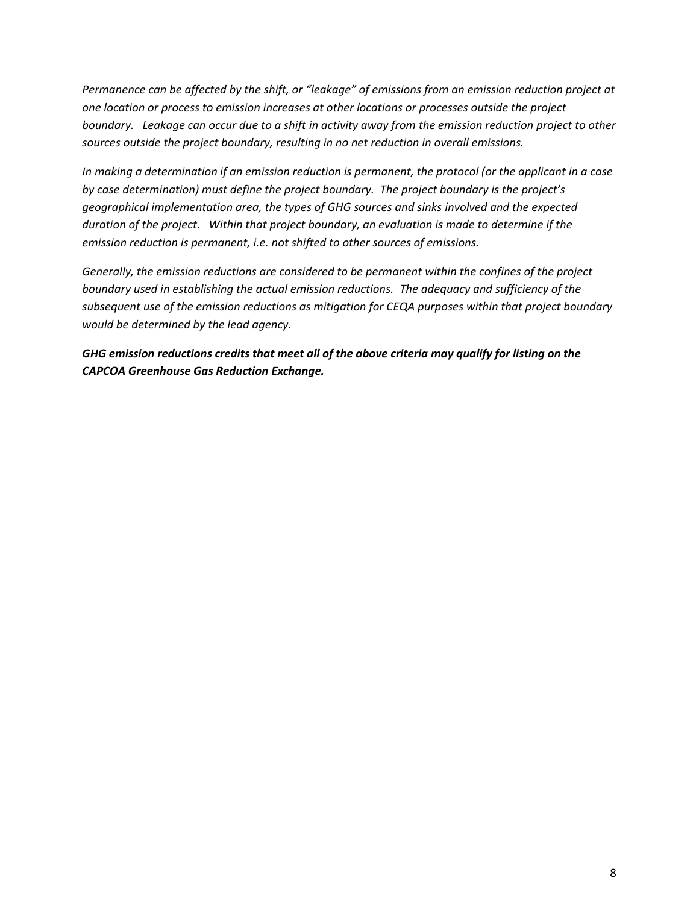*Permanence can be affected by the shift, or "leakage" of emissions from an emission reduction project at one location or process to emission increases at other locations or processes outside the project boundary. Leakage can occur due to a shift in activity away from the emission reduction project to other sources outside the project boundary, resulting in no net reduction in overall emissions.*

*In making a determination if an emission reduction is permanent, the protocol (or the applicant in a case by case determination) must define the project boundary. The project boundary is the project's geographical implementation area, the types of GHG sources and sinks involved and the expected duration of the project. Within that project boundary, an evaluation is made to determine if the emission reduction is permanent, i.e. not shifted to other sources of emissions.*

*Generally, the emission reductions are considered to be permanent within the confines of the project boundary used in establishing the actual emission reductions. The adequacy and sufficiency of the subsequent use of the emission reductions as mitigation for CEQA purposes within that project boundary would be determined by the lead agency.*

***GHG emission reductions credits that meet all of the above criteria may qualify for listing on the CAPCOA Greenhouse Gas Reduction Exchange.***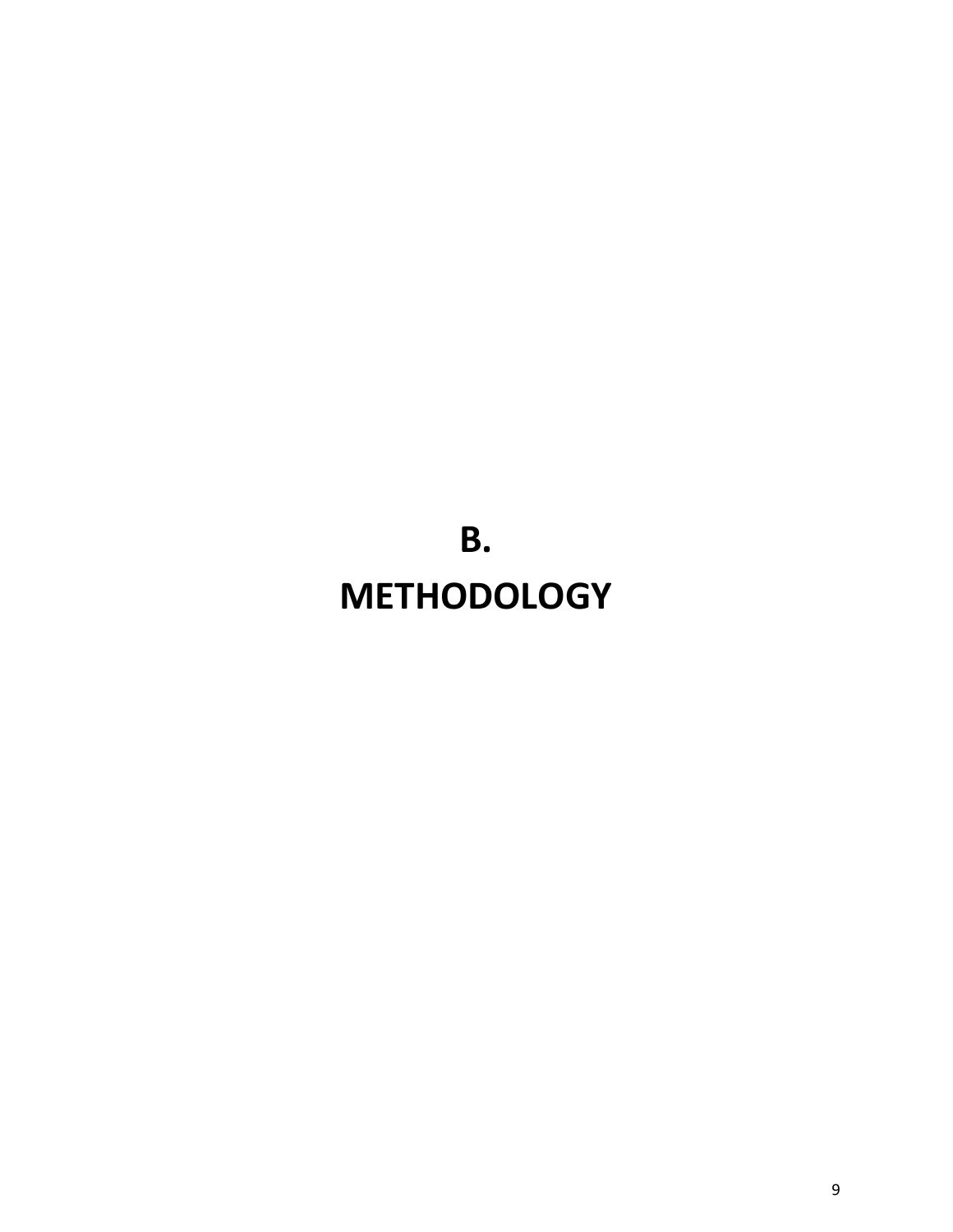# B.

# METHODOLOGY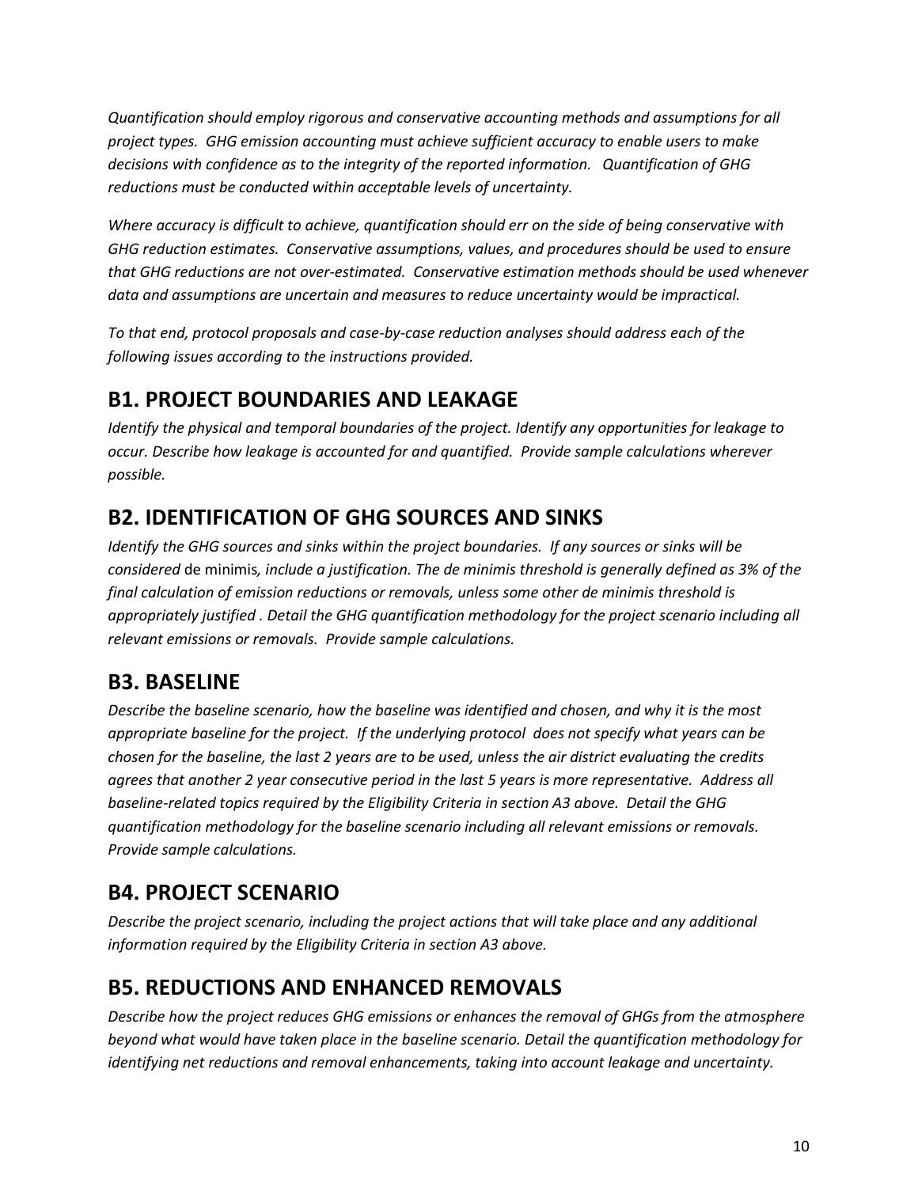*Quantification should employ rigorous and conservative accounting methods and assumptions for all project types. GHG emission accounting must achieve sufficient accuracy to enable users to make decisions with confidence as to the integrity of the reported information. Quantification of GHG reductions must be conducted within acceptable levels of uncertainty.*

*Where accuracy is difficult to achieve, quantification should err on the side of being conservative with GHG reduction estimates. Conservative assumptions, values, and procedures should be used to ensure that GHG reductions are not over-estimated. Conservative estimation methods should be used whenever data and assumptions are uncertain and measures to reduce uncertainty would be impractical.*

*To that end, protocol proposals and case-by-case reduction analyses should address each of the following issues according to the instructions provided.*

## B1. PROJECT BOUNDARIES AND LEAKAGE

*Identify the physical and temporal boundaries of the project. Identify any opportunities for leakage to occur. Describe how leakage is accounted for and quantified. Provide sample calculations wherever possible.*

## B2. IDENTIFICATION OF GHG SOURCES AND SINKS

*Identify the GHG sources and sinks within the project boundaries. If any sources or sinks will be considered* de minimis*, include a justification. The de minimis threshold is generally defined as 3% of the final calculation of emission reductions or removals, unless some other de minimis threshold is appropriately justified . Detail the GHG quantification methodology for the project scenario including all relevant emissions or removals. Provide sample calculations.*

## B3. BASELINE

*Describe the baseline scenario, how the baseline was identified and chosen, and why it is the most appropriate baseline for the project. If the underlying protocol does not specify what years can be chosen for the baseline, the last 2 years are to be used, unless the air district evaluating the credits agrees that another 2 year consecutive period in the last 5 years is more representative. Address all baseline-related topics required by the Eligibility Criteria in section A3 above. Detail the GHG quantification methodology for the baseline scenario including all relevant emissions or removals. Provide sample calculations.*

## B4. PROJECT SCENARIO

*Describe the project scenario, including the project actions that will take place and any additional information required by the Eligibility Criteria in section A3 above.*

## B5. REDUCTIONS AND ENHANCED REMOVALS

*Describe how the project reduces GHG emissions or enhances the removal of GHGs from the atmosphere beyond what would have taken place in the baseline scenario. Detail the quantification methodology for identifying net reductions and removal enhancements, taking into account leakage and uncertainty.*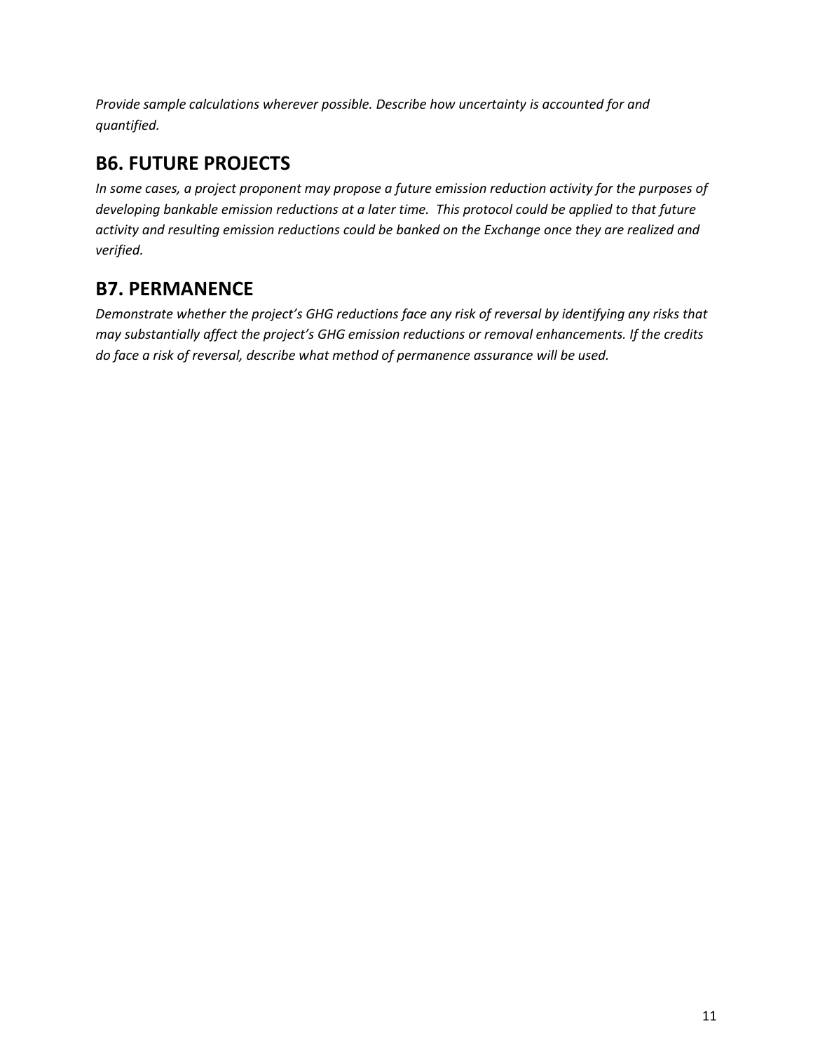*Provide sample calculations wherever possible. Describe how uncertainty is accounted for and quantified.*

## B6. FUTURE PROJECTS

*In some cases, a project proponent may propose a future emission reduction activity for the purposes of developing bankable emission reductions at a later time. This protocol could be applied to that future activity and resulting emission reductions could be banked on the Exchange once they are realized and verified.*

## B7. PERMANENCE

*Demonstrate whether the project's GHG reductions face any risk of reversal by identifying any risks that may substantially affect the project's GHG emission reductions or removal enhancements. If the credits do face a risk of reversal, describe what method of permanence assurance will be used.*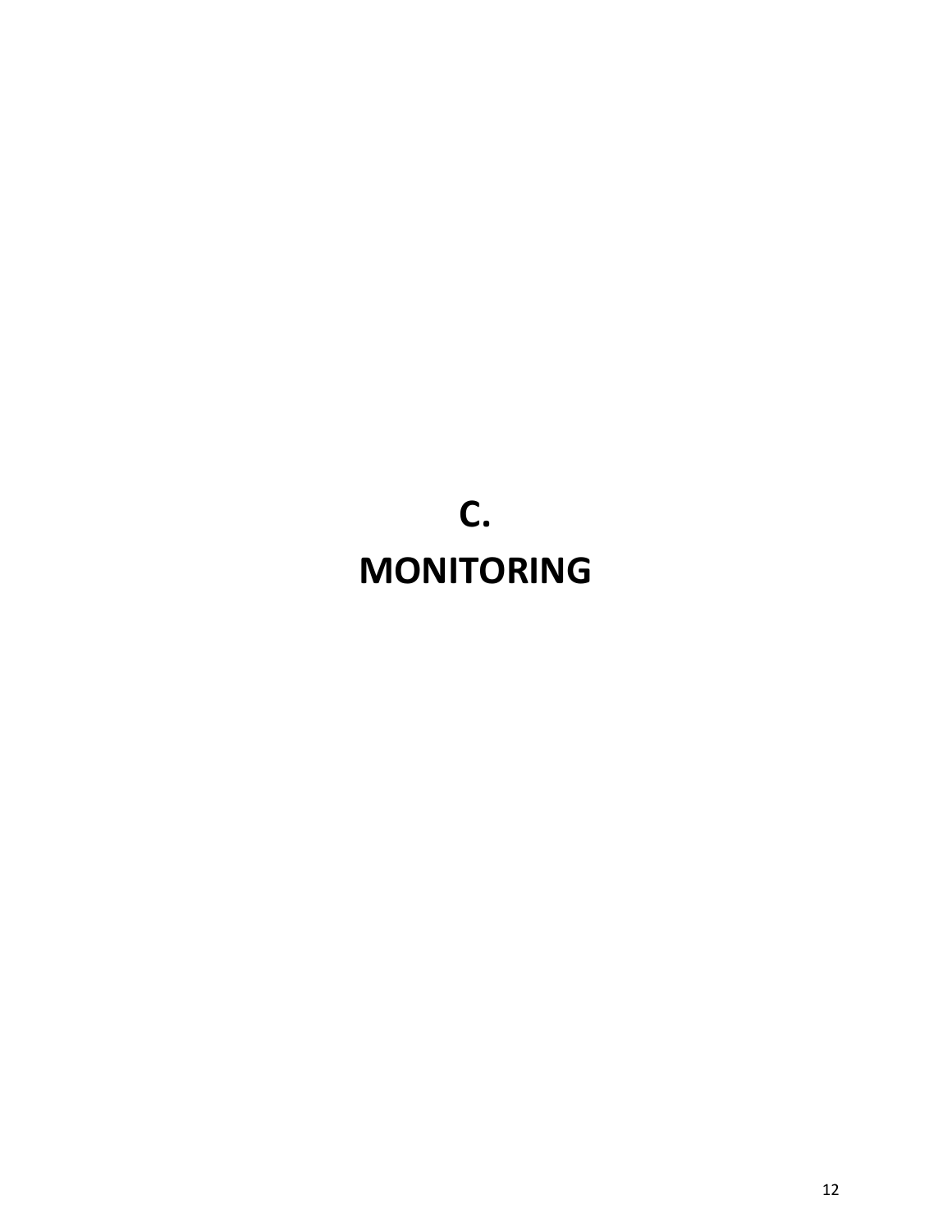# C.
# MONITORING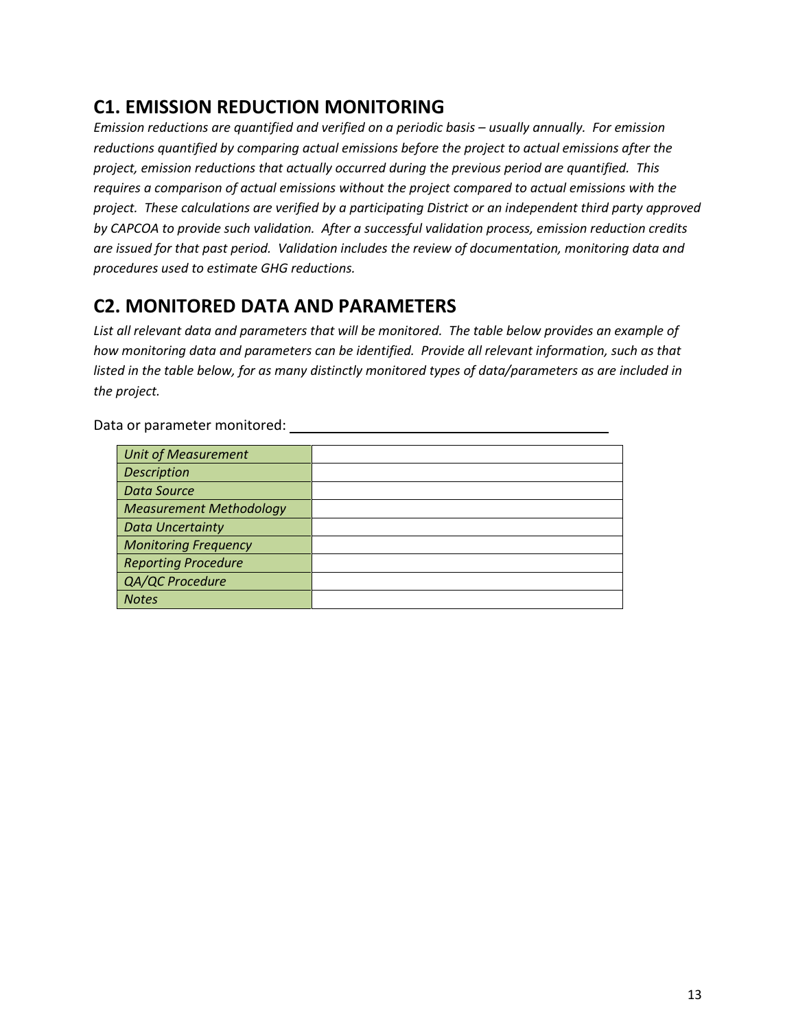## C1. EMISSION REDUCTION MONITORING

*Emission reductions are quantified and verified on a periodic basis – usually annually. For emission reductions quantified by comparing actual emissions before the project to actual emissions after the project, emission reductions that actually occurred during the previous period are quantified. This requires a comparison of actual emissions without the project compared to actual emissions with the project. These calculations are verified by a participating District or an independent third party approved by CAPCOA to provide such validation. After a successful validation process, emission reduction credits are issued for that past period. Validation includes the review of documentation, monitoring data and procedures used to estimate GHG reductions.*

## C2. MONITORED DATA AND PARAMETERS

*List all relevant data and parameters that will be monitored. The table below provides an example of how monitoring data and parameters can be identified. Provide all relevant information, such as that listed in the table below, for as many distinctly monitored types of data/parameters as are included in the project.*

Data or parameter monitored: ______________________________

| | |
|---|---|
| *Unit of Measurement* | |
| *Description* | |
| *Data Source* | |
| *Measurement Methodology* | |
| *Data Uncertainty* | |
| *Monitoring Frequency* | |
| *Reporting Procedure* | |
| *QA/QC Procedure* | |
| *Notes* | |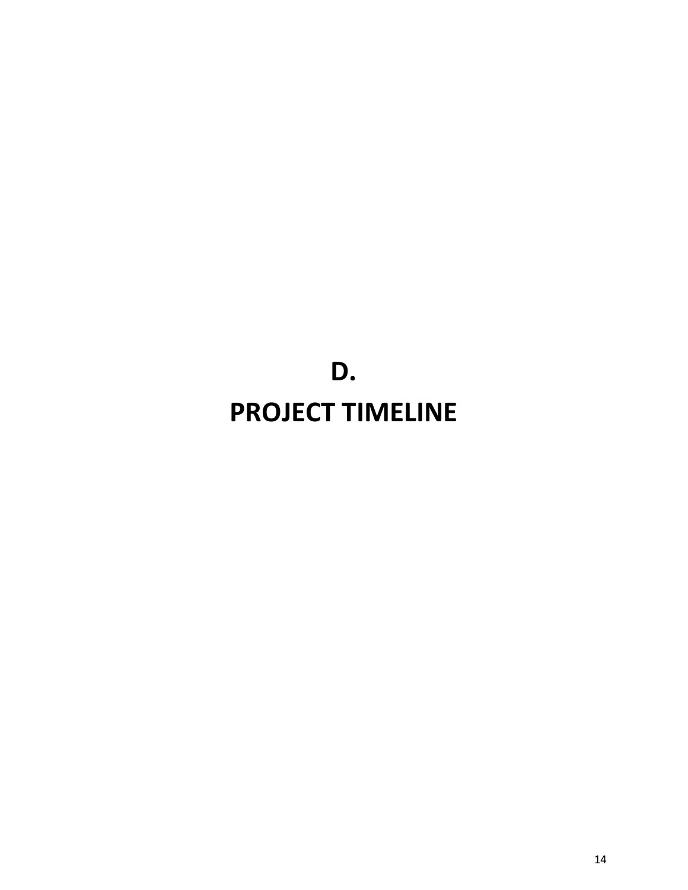# D.
# PROJECT TIMELINE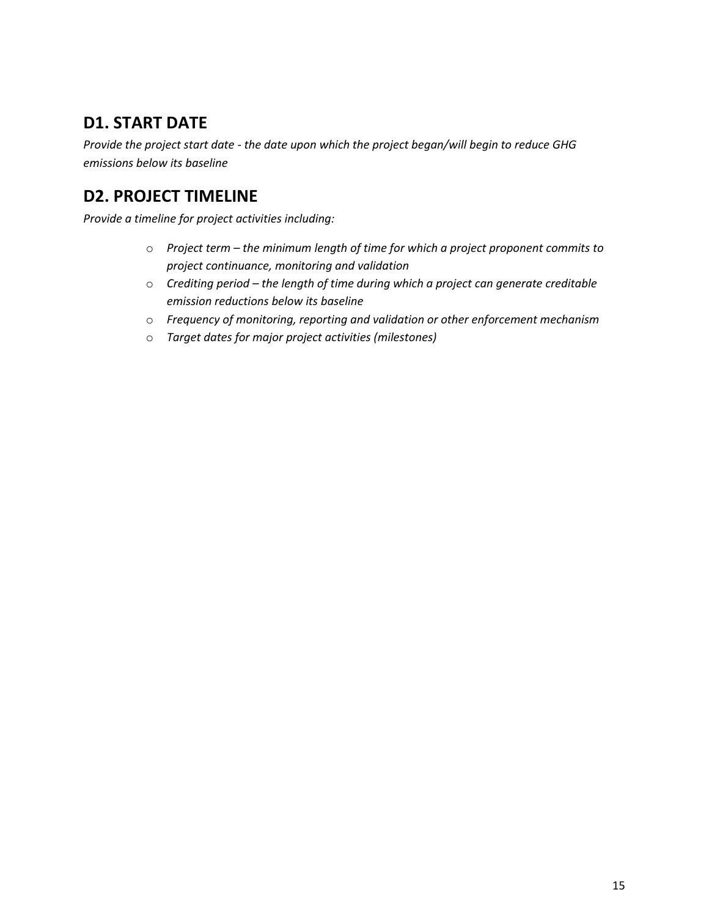## D1. START DATE

*Provide the project start date - the date upon which the project began/will begin to reduce GHG emissions below its baseline*

## D2. PROJECT TIMELINE

*Provide a timeline for project activities including:*

- *Project term – the minimum length of time for which a project proponent commits to project continuance, monitoring and validation*
- *Crediting period – the length of time during which a project can generate creditable emission reductions below its baseline*
- *Frequency of monitoring, reporting and validation or other enforcement mechanism*
- *Target dates for major project activities (milestones)*